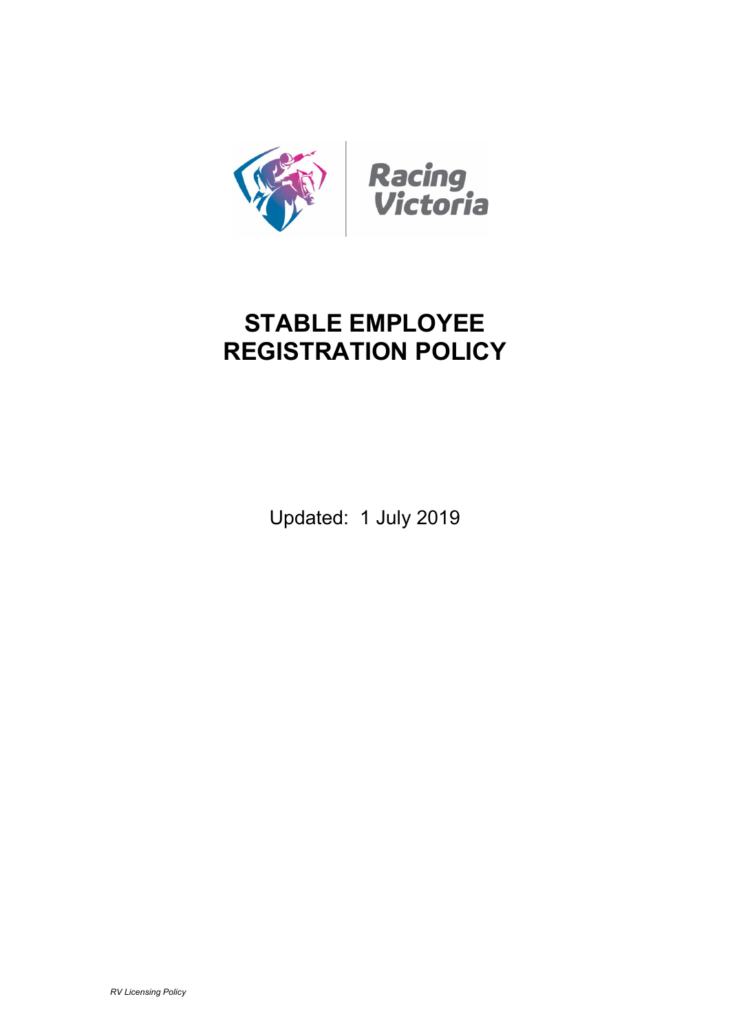# STABLE EMPLOYEE REGISTRATION POLICY

Updated: 1 July 2019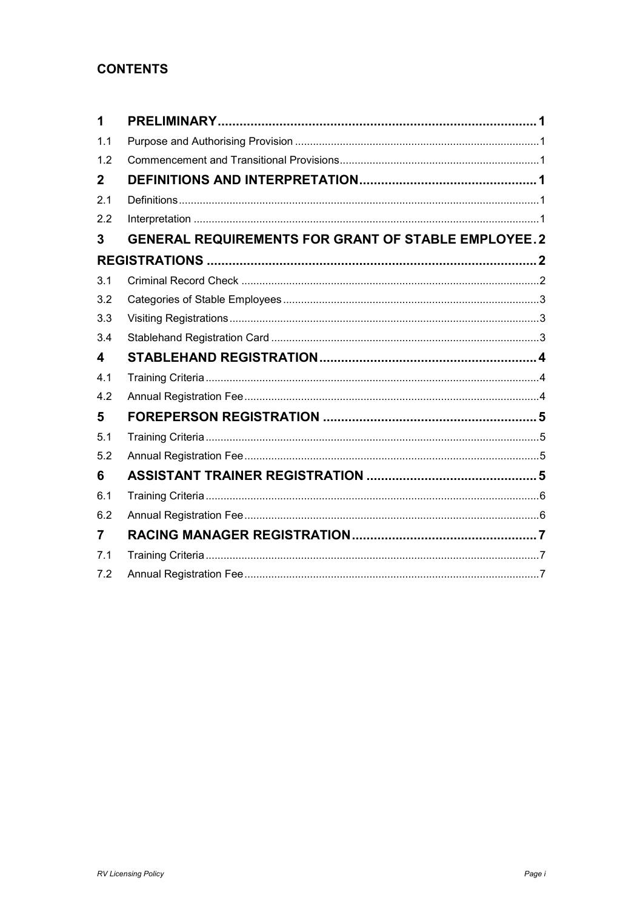## CONTENTS

| | | |
|---|---|---|
| **1** | **PRELIMINARY** | **1** |
| 1.1 | Purpose and Authorising Provision | 1 |
| 1.2 | Commencement and Transitional Provisions | 1 |
| **2** | **DEFINITIONS AND INTERPRETATION** | **1** |
| 2.1 | Definitions | 1 |
| 2.2 | Interpretation | 1 |
| **3** | **GENERAL REQUIREMENTS FOR GRANT OF STABLE EMPLOYEE REGISTRATIONS** | **2** |
| 3.1 | Criminal Record Check | 2 |
| 3.2 | Categories of Stable Employees | 3 |
| 3.3 | Visiting Registrations | 3 |
| 3.4 | Stablehand Registration Card | 3 |
| **4** | **STABLEHAND REGISTRATION** | **4** |
| 4.1 | Training Criteria | 4 |
| 4.2 | Annual Registration Fee | 4 |
| **5** | **FOREPERSON REGISTRATION** | **5** |
| 5.1 | Training Criteria | 5 |
| 5.2 | Annual Registration Fee | 5 |
| **6** | **ASSISTANT TRAINER REGISTRATION** | **5** |
| 6.1 | Training Criteria | 6 |
| 6.2 | Annual Registration Fee | 6 |
| **7** | **RACING MANAGER REGISTRATION** | **7** |
| 7.1 | Training Criteria | 7 |
| 7.2 | Annual Registration Fee | 7 |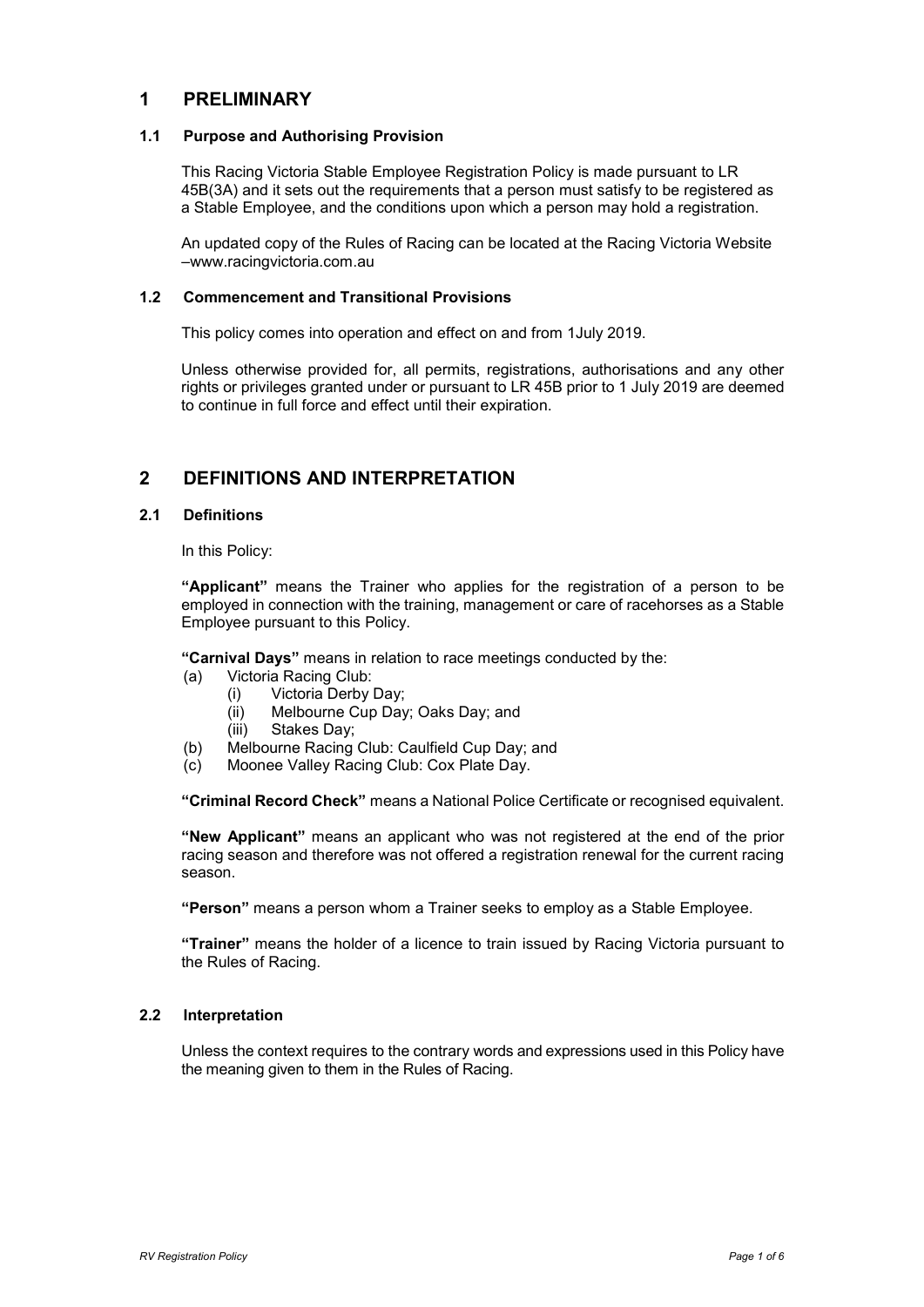# 1 PRELIMINARY

## 1.1 Purpose and Authorising Provision

This Racing Victoria Stable Employee Registration Policy is made pursuant to LR 45B(3A) and it sets out the requirements that a person must satisfy to be registered as a Stable Employee, and the conditions upon which a person may hold a registration.

An updated copy of the Rules of Racing can be located at the Racing Victoria Website –www.racingvictoria.com.au

## 1.2 Commencement and Transitional Provisions

This policy comes into operation and effect on and from 1July 2019.

Unless otherwise provided for, all permits, registrations, authorisations and any other rights or privileges granted under or pursuant to LR 45B prior to 1 July 2019 are deemed to continue in full force and effect until their expiration.

# 2 DEFINITIONS AND INTERPRETATION

## 2.1 Definitions

In this Policy:

**"Applicant"** means the Trainer who applies for the registration of a person to be employed in connection with the training, management or care of racehorses as a Stable Employee pursuant to this Policy.

**"Carnival Days"** means in relation to race meetings conducted by the:

(a) Victoria Racing Club:
  (i) Victoria Derby Day;
  (ii) Melbourne Cup Day; Oaks Day; and
  (iii) Stakes Day;
(b) Melbourne Racing Club: Caulfield Cup Day; and
(c) Moonee Valley Racing Club: Cox Plate Day.

**"Criminal Record Check"** means a National Police Certificate or recognised equivalent.

**"New Applicant"** means an applicant who was not registered at the end of the prior racing season and therefore was not offered a registration renewal for the current racing season.

**"Person"** means a person whom a Trainer seeks to employ as a Stable Employee.

**"Trainer"** means the holder of a licence to train issued by Racing Victoria pursuant to the Rules of Racing.

## 2.2 Interpretation

Unless the context requires to the contrary words and expressions used in this Policy have the meaning given to them in the Rules of Racing.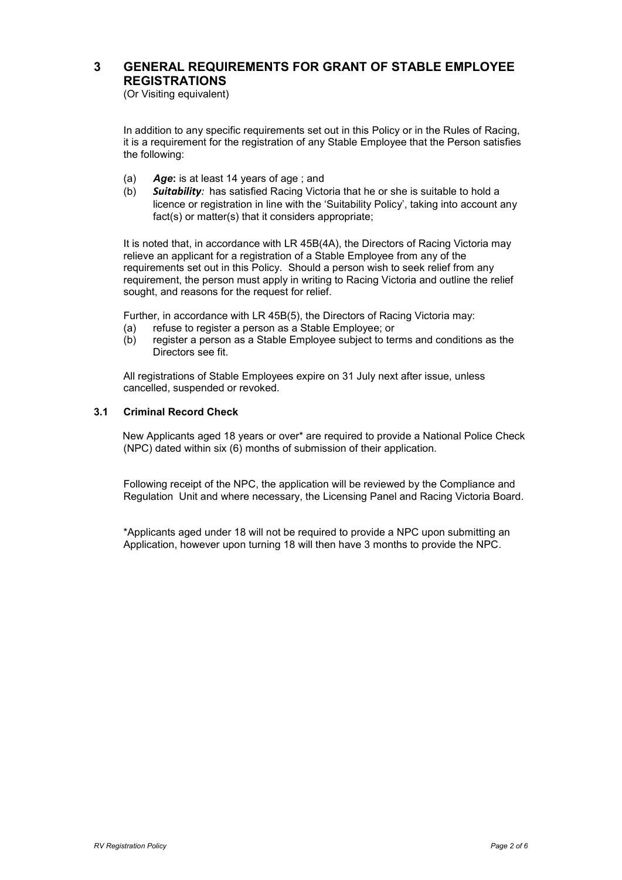## 3 GENERAL REQUIREMENTS FOR GRANT OF STABLE EMPLOYEE REGISTRATIONS

(Or Visiting equivalent)

In addition to any specific requirements set out in this Policy or in the Rules of Racing, it is a requirement for the registration of any Stable Employee that the Person satisfies the following:

(a) ***Age*:** is at least 14 years of age ; and

(b) ***Suitability**:* has satisfied Racing Victoria that he or she is suitable to hold a licence or registration in line with the 'Suitability Policy', taking into account any fact(s) or matter(s) that it considers appropriate;

It is noted that, in accordance with LR 45B(4A), the Directors of Racing Victoria may relieve an applicant for a registration of a Stable Employee from any of the requirements set out in this Policy. Should a person wish to seek relief from any requirement, the person must apply in writing to Racing Victoria and outline the relief sought, and reasons for the request for relief.

Further, in accordance with LR 45B(5), the Directors of Racing Victoria may:

(a) refuse to register a person as a Stable Employee; or

(b) register a person as a Stable Employee subject to terms and conditions as the Directors see fit.

All registrations of Stable Employees expire on 31 July next after issue, unless cancelled, suspended or revoked.

### 3.1 Criminal Record Check

New Applicants aged 18 years or over* are required to provide a National Police Check (NPC) dated within six (6) months of submission of their application.

Following receipt of the NPC, the application will be reviewed by the Compliance and Regulation Unit and where necessary, the Licensing Panel and Racing Victoria Board.

*Applicants aged under 18 will not be required to provide a NPC upon submitting an Application, however upon turning 18 will then have 3 months to provide the NPC.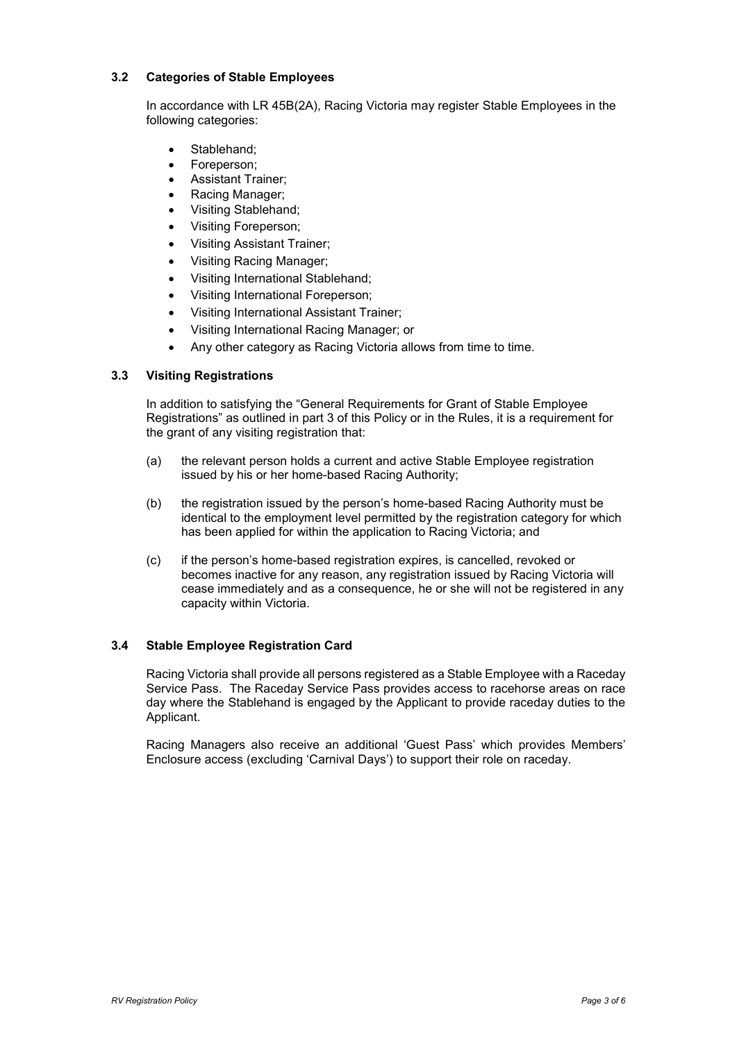### 3.2 Categories of Stable Employees

In accordance with LR 45B(2A), Racing Victoria may register Stable Employees in the following categories:

- Stablehand;
- Foreperson;
- Assistant Trainer;
- Racing Manager;
- Visiting Stablehand;
- Visiting Foreperson;
- Visiting Assistant Trainer;
- Visiting Racing Manager;
- Visiting International Stablehand;
- Visiting International Foreperson;
- Visiting International Assistant Trainer;
- Visiting International Racing Manager; or
- Any other category as Racing Victoria allows from time to time.

### 3.3 Visiting Registrations

In addition to satisfying the "General Requirements for Grant of Stable Employee Registrations" as outlined in part 3 of this Policy or in the Rules, it is a requirement for the grant of any visiting registration that:

(a) the relevant person holds a current and active Stable Employee registration issued by his or her home-based Racing Authority;

(b) the registration issued by the person's home-based Racing Authority must be identical to the employment level permitted by the registration category for which has been applied for within the application to Racing Victoria; and

(c) if the person's home-based registration expires, is cancelled, revoked or becomes inactive for any reason, any registration issued by Racing Victoria will cease immediately and as a consequence, he or she will not be registered in any capacity within Victoria.

### 3.4 Stable Employee Registration Card

Racing Victoria shall provide all persons registered as a Stable Employee with a Raceday Service Pass. The Raceday Service Pass provides access to racehorse areas on race day where the Stablehand is engaged by the Applicant to provide raceday duties to the Applicant.

Racing Managers also receive an additional 'Guest Pass' which provides Members' Enclosure access (excluding 'Carnival Days') to support their role on raceday.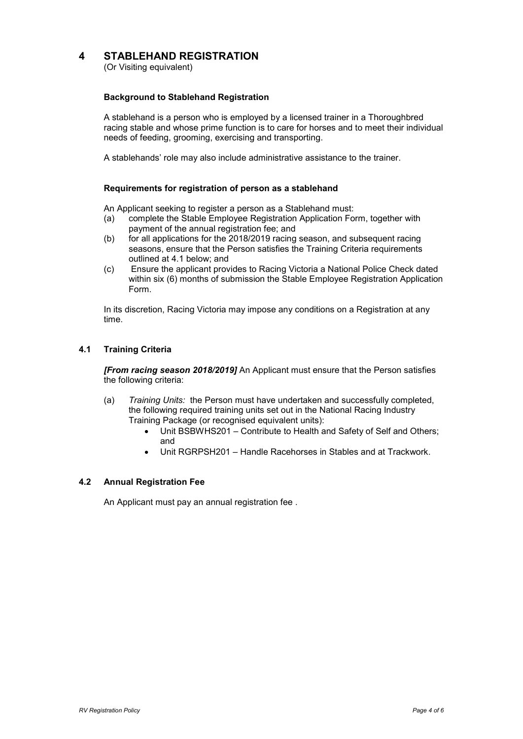# 4 STABLEHAND REGISTRATION

(Or Visiting equivalent)

### Background to Stablehand Registration

A stablehand is a person who is employed by a licensed trainer in a Thoroughbred racing stable and whose prime function is to care for horses and to meet their individual needs of feeding, grooming, exercising and transporting.

A stablehands' role may also include administrative assistance to the trainer.

### Requirements for registration of person as a stablehand

An Applicant seeking to register a person as a Stablehand must:

(a) complete the Stable Employee Registration Application Form, together with payment of the annual registration fee; and

(b) for all applications for the 2018/2019 racing season, and subsequent racing seasons, ensure that the Person satisfies the Training Criteria requirements outlined at 4.1 below; and

(c) Ensure the applicant provides to Racing Victoria a National Police Check dated within six (6) months of submission the Stable Employee Registration Application Form.

In its discretion, Racing Victoria may impose any conditions on a Registration at any time.

## 4.1 Training Criteria

***[From racing season 2018/2019]*** An Applicant must ensure that the Person satisfies the following criteria:

(a) *Training Units:* the Person must have undertaken and successfully completed, the following required training units set out in the National Racing Industry Training Package (or recognised equivalent units):

- Unit BSBWHS201 – Contribute to Health and Safety of Self and Others; and
- Unit RGRPSH201 – Handle Racehorses in Stables and at Trackwork.

## 4.2 Annual Registration Fee

An Applicant must pay an annual registration fee .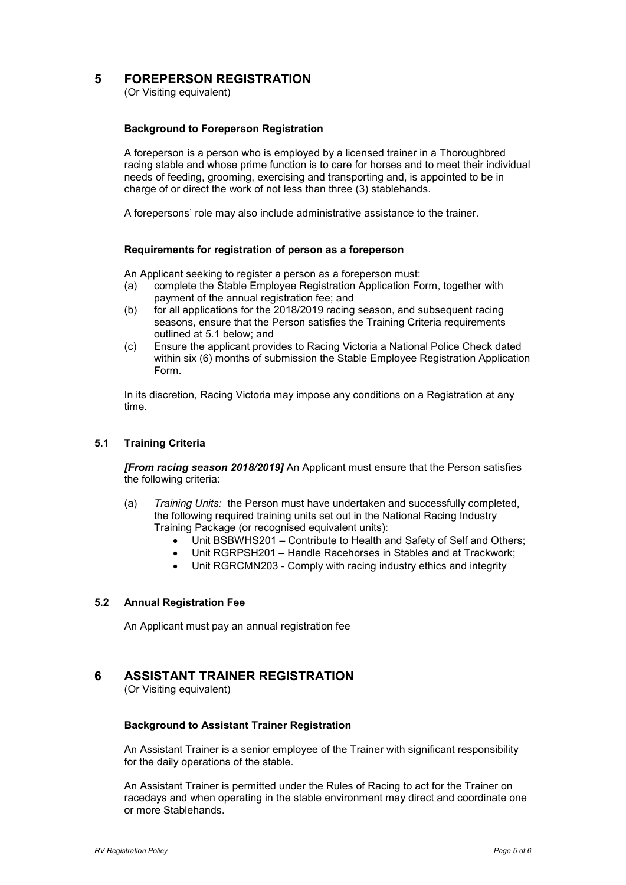# 5 FOREPERSON REGISTRATION

(Or Visiting equivalent)

**Background to Foreperson Registration**

A foreperson is a person who is employed by a licensed trainer in a Thoroughbred racing stable and whose prime function is to care for horses and to meet their individual needs of feeding, grooming, exercising and transporting and, is appointed to be in charge of or direct the work of not less than three (3) stablehands.

A forepersons' role may also include administrative assistance to the trainer.

**Requirements for registration of person as a foreperson**

An Applicant seeking to register a person as a foreperson must:

(a) complete the Stable Employee Registration Application Form, together with payment of the annual registration fee; and

(b) for all applications for the 2018/2019 racing season, and subsequent racing seasons, ensure that the Person satisfies the Training Criteria requirements outlined at 5.1 below; and

(c) Ensure the applicant provides to Racing Victoria a National Police Check dated within six (6) months of submission the Stable Employee Registration Application Form.

In its discretion, Racing Victoria may impose any conditions on a Registration at any time.

## 5.1 Training Criteria

***[From racing season 2018/2019]*** An Applicant must ensure that the Person satisfies the following criteria:

(a) *Training Units:* the Person must have undertaken and successfully completed, the following required training units set out in the National Racing Industry Training Package (or recognised equivalent units):

- Unit BSBWHS201 – Contribute to Health and Safety of Self and Others;
- Unit RGRPSH201 – Handle Racehorses in Stables and at Trackwork;
- Unit RGRCMN203 - Comply with racing industry ethics and integrity

## 5.2 Annual Registration Fee

An Applicant must pay an annual registration fee

# 6 ASSISTANT TRAINER REGISTRATION

(Or Visiting equivalent)

**Background to Assistant Trainer Registration**

An Assistant Trainer is a senior employee of the Trainer with significant responsibility for the daily operations of the stable.

An Assistant Trainer is permitted under the Rules of Racing to act for the Trainer on racedays and when operating in the stable environment may direct and coordinate one or more Stablehands.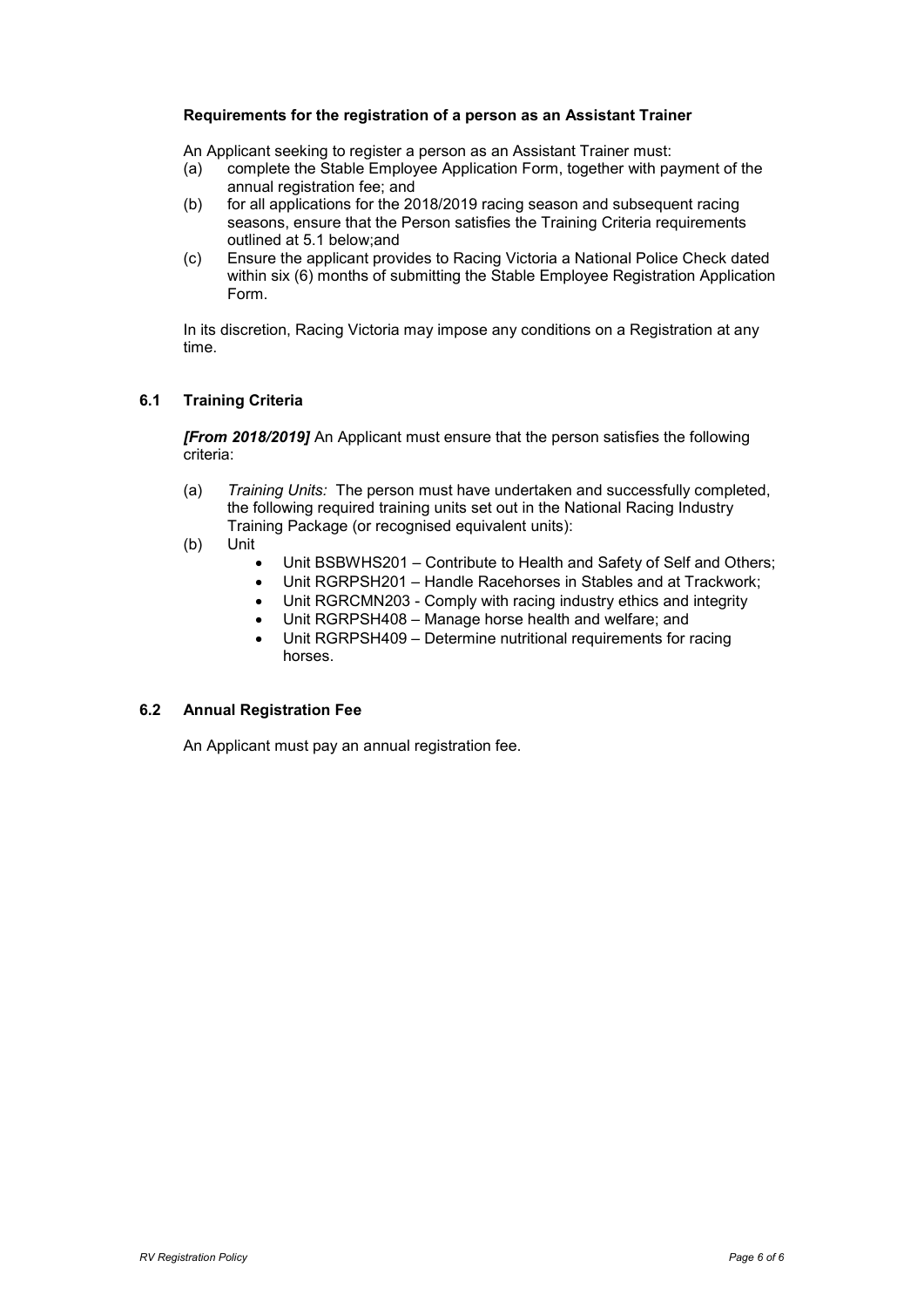**Requirements for the registration of a person as an Assistant Trainer**

An Applicant seeking to register a person as an Assistant Trainer must:

(a) complete the Stable Employee Application Form, together with payment of the annual registration fee; and

(b) for all applications for the 2018/2019 racing season and subsequent racing seasons, ensure that the Person satisfies the Training Criteria requirements outlined at 5.1 below;and

(c) Ensure the applicant provides to Racing Victoria a National Police Check dated within six (6) months of submitting the Stable Employee Registration Application Form.

In its discretion, Racing Victoria may impose any conditions on a Registration at any time.

### 6.1 Training Criteria

***[From 2018/2019]*** An Applicant must ensure that the person satisfies the following criteria:

(a) *Training Units:* The person must have undertaken and successfully completed, the following required training units set out in the National Racing Industry Training Package (or recognised equivalent units):

(b) Unit

- Unit BSBWHS201 – Contribute to Health and Safety of Self and Others;
- Unit RGRPSH201 – Handle Racehorses in Stables and at Trackwork;
- Unit RGRCMN203 - Comply with racing industry ethics and integrity
- Unit RGRPSH408 – Manage horse health and welfare; and
- Unit RGRPSH409 – Determine nutritional requirements for racing horses.

### 6.2 Annual Registration Fee

An Applicant must pay an annual registration fee.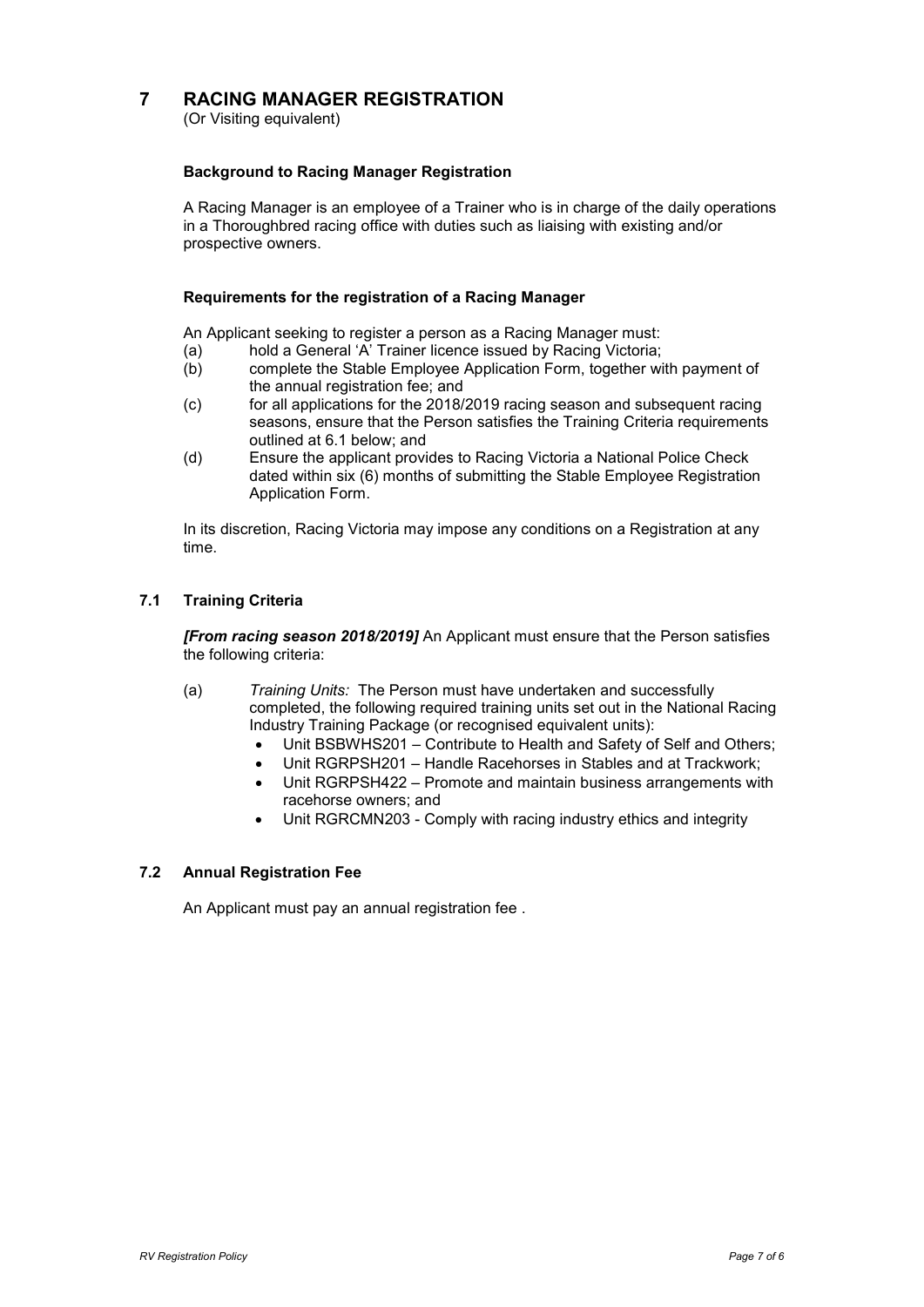# 7 RACING MANAGER REGISTRATION

(Or Visiting equivalent)

**Background to Racing Manager Registration**

A Racing Manager is an employee of a Trainer who is in charge of the daily operations in a Thoroughbred racing office with duties such as liaising with existing and/or prospective owners.

**Requirements for the registration of a Racing Manager**

An Applicant seeking to register a person as a Racing Manager must:

(a) hold a General 'A' Trainer licence issued by Racing Victoria;
(b) complete the Stable Employee Application Form, together with payment of the annual registration fee; and
(c) for all applications for the 2018/2019 racing season and subsequent racing seasons, ensure that the Person satisfies the Training Criteria requirements outlined at 6.1 below; and
(d) Ensure the applicant provides to Racing Victoria a National Police Check dated within six (6) months of submitting the Stable Employee Registration Application Form.

In its discretion, Racing Victoria may impose any conditions on a Registration at any time.

## 7.1 Training Criteria

***[From racing season 2018/2019]*** An Applicant must ensure that the Person satisfies the following criteria:

(a) *Training Units:* The Person must have undertaken and successfully completed, the following required training units set out in the National Racing Industry Training Package (or recognised equivalent units):

- Unit BSBWHS201 – Contribute to Health and Safety of Self and Others;
- Unit RGRPSH201 – Handle Racehorses in Stables and at Trackwork;
- Unit RGRPSH422 – Promote and maintain business arrangements with racehorse owners; and
- Unit RGRCMN203 - Comply with racing industry ethics and integrity

## 7.2 Annual Registration Fee

An Applicant must pay an annual registration fee .